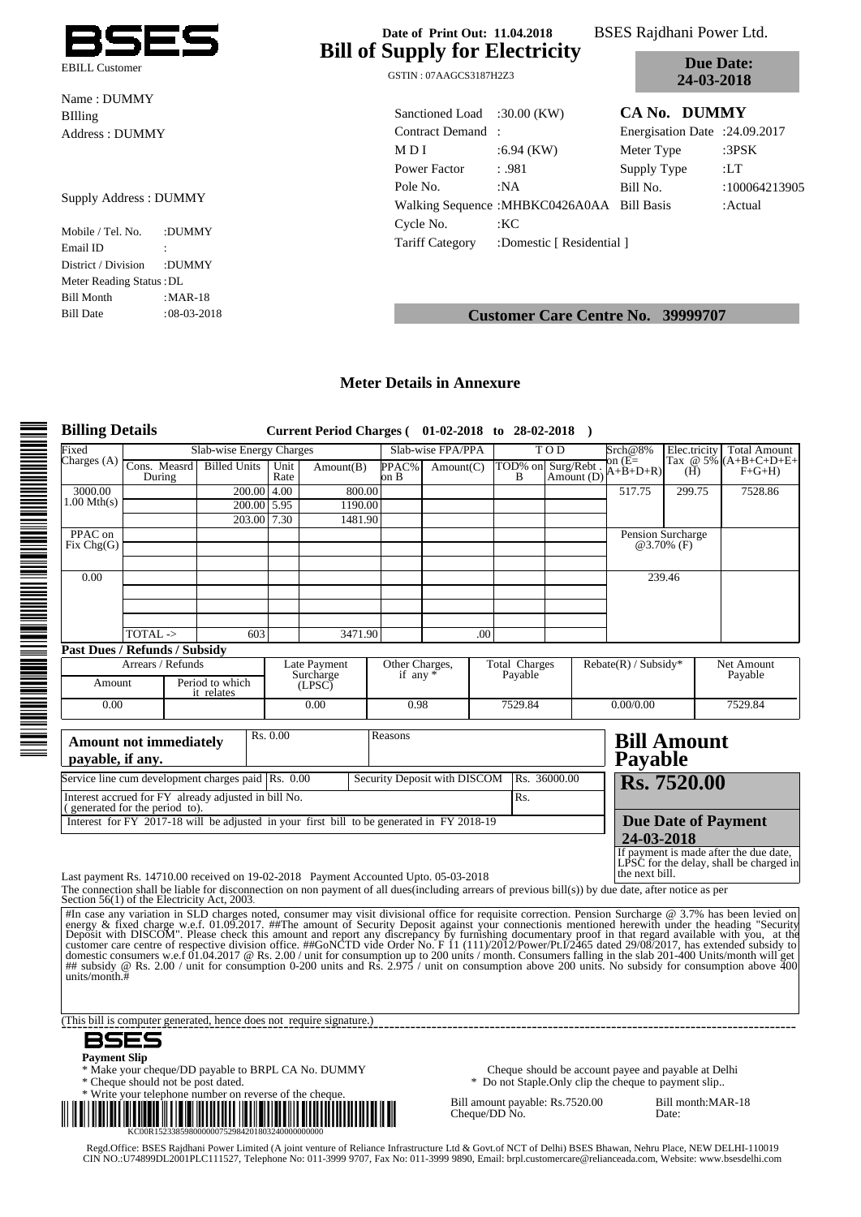BSES

EBILL Customer

Date of Print Out: 11.04.2018

# Bill of Supply for Electricity

GSTIN : 07AAGCS3187H2Z3

BSES Rajdhani Power Ltd.

**Due Date: 24-03-2018**

Name : DUMMY
BIlling
Address : DUMMY

Supply Address : DUMMY

| | |
|---|---|
| Mobile / Tel. No. | :DUMMY |
| Email ID | : |
| District / Division | :DUMMY |
| Meter Reading Status | :DL |
| Bill Month | :MAR-18 |
| Bill Date | :08-03-2018 |

| | | | |
|---|---|---|---|
| Sanctioned Load | :30.00 (KW) | **CA No. DUMMY** | |
| Contract Demand | : | Energisation Date | :24.09.2017 |
| M D I | :6.94 (KW) | Meter Type | :3PSK |
| Power Factor | : .981 | Supply Type | :LT |
| Pole No. | :NA | Bill No. | :100064213905 |
| Walking Sequence | :MHBKC0426A0AA | Bill Basis | :Actual |
| Cycle No. | :KC | | |
| Tariff Category | :Domestic [ Residential ] | | |

**Customer Care Centre No. 39999707**

### Meter Details in Annexure

## Billing Details

**Current Period Charges ( 01-02-2018 to 28-02-2018 )**

| Fixed Charges (A) | Slab-wise Energy Charges | | | | Slab-wise FPA/PPA | | T O D | | Srch@8% on (E= A+B+D+R) | Elec.tricity Tax @ 5% (H) | Total Amount (A+B+C+D+E+F+G+H) |
|---|---|---|---|---|---|---|---|---|---|---|---|
| | Cons. Measrd During | Billed Units | Unit Rate | Amount(B) | PPAC% on B | Amount(C) | TOD% on B | Surg/Rebt. Amount (D) | | | |
| 3000.00 | | 200.00 | 4.00 | 800.00 | | | | | 517.75 | 299.75 | 7528.86 |
| 1.00 Mth(s) | | 200.00 | 5.95 | 1190.00 | | | | | | | |
| | | 203.00 | 7.30 | 1481.90 | | | | | | | |
| PPAC on Fix Chg(G) | | | | | | | | | Pension Surcharge @3.70% (F) | | |
| 0.00 | | | | | | | | | 239.46 | | |
| | TOTAL -> | 603 | | 3471.90 | | .00 | | | | | |

**Past Dues / Refunds / Subsidy**

| Arrears / Refunds | | Late Payment Surcharge (LPSC) | Other Charges, if any * | Total Charges Payable | Rebate(R) / Subsidy* | Net Amount Payable |
|---|---|---|---|---|---|---|
| Amount | Period to which it relates | | | | | |
| 0.00 | | 0.00 | 0.98 | 7529.84 | 0.00/0.00 | 7529.84 |

| **Amount not immediately payable, if any.** | Rs. 0.00 | Reasons | |
|---|---|---|---|
| Service line cum development charges paid | Rs. 0.00 | Security Deposit with DISCOM | Rs. 36000.00 |
| Interest accrued for FY already adjusted in bill No. ( generated for the period to). | | | Rs. |
| Interest for FY 2017-18 will be adjusted in your first bill to be generated in FY 2018-19 | | | |

**Bill Amount Payable**

**Rs. 7520.00**

**Due Date of Payment**
**24-03-2018**

If payment is made after the due date, LPSC for the delay, shall be charged in the next bill.

Last payment Rs. 14710.00 received on 19-02-2018 Payment Accounted Upto. 05-03-2018

The connection shall be liable for disconnection on non payment of all dues(including arrears of previous bill(s)) by due date, after notice as per Section 56(1) of the Electricity Act, 2003.

#In case any variation in SLD charges noted, consumer may visit divisional office for requisite correction. Pension Surcharge @ 3.7% has been levied on energy & fixed charge w.e.f. 01.09.2017. ##The amount of Security Deposit against your connectionis mentioned herewith under the heading "Security Deposit with DISCOM". Please check this amount and report any discrepancy by furnishing documentary proof in that regard available with you, at the customer care centre of respective division office. ##GoNCTD vide Order No. F 11 (111)/2012/Power/Pt.I/2465 dated 29/08/2017, has extended subsidy to domestic consumers w.e.f 01.04.2017 @ Rs. 2.00 / unit for consumption up to 200 units / month. Consumers falling in the slab 201-400 Units/month will get ## subsidy @ Rs. 2.00 / unit for consumption 0-200 units and Rs. 2.975 / unit on consumption above 200 units. No subsidy for consumption above 400 units/month.#

(This bill is computer generated, hence does not require signature.)

BSES

**Payment Slip**

* Make your cheque/DD payable to BRPL CA No. DUMMY
* Cheque should not be post dated.
* Write your telephone number on reverse of the cheque.

Cheque should be account payee and payable at Delhi
* Do not Staple.Only clip the cheque to payment slip..

KC00R152338598000000752984201803240000000000

Bill amount payable: Rs.7520.00 Bill month:MAR-18
Cheque/DD No. Date:

Regd.Office: BSES Rajdhani Power Limited (A joint venture of Reliance Infrastructure Ltd & Govt.of NCT of Delhi) BSES Bhawan, Nehru Place, NEW DELHI-110019
CIN NO.:U74899DL2001PLC111527, Telephone No: 011-3999 9707, Fax No: 011-3999 9890, Email: brpl.customercare@relianceada.com, Website: www.bsesdelhi.com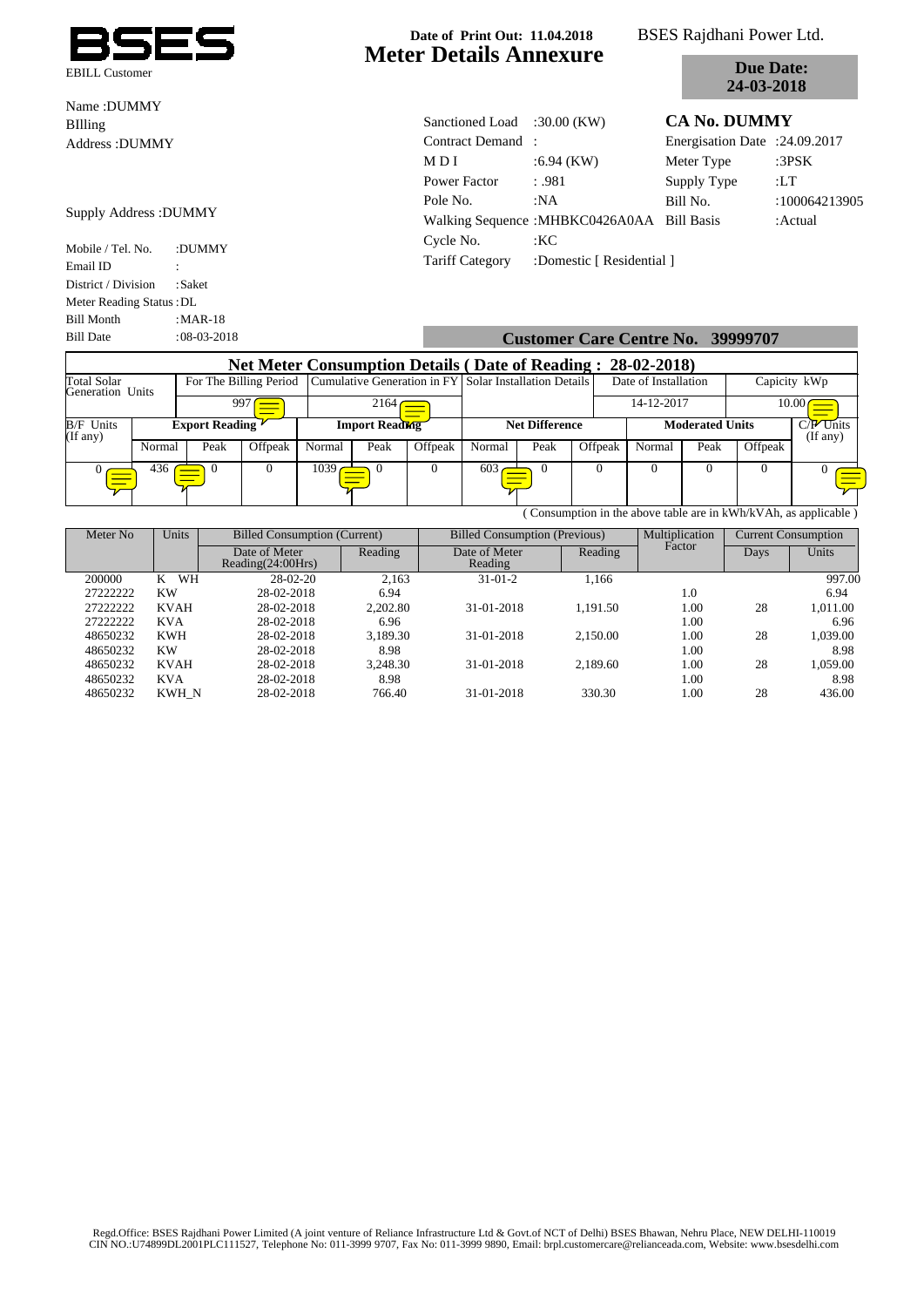EBILL Customer

Date of Print Out: 11.04.2018

# Meter Details Annexure

BSES Rajdhani Power Ltd.

**Due Date: 24-03-2018**

Name :DUMMY
BIlling
Address :DUMMY

Supply Address :DUMMY

| | |
|---|---|
| Mobile / Tel. No. | :DUMMY |
| Email ID | : |
| District / Division | :Saket |
| Meter Reading Status | :DL |
| Bill Month | :MAR-18 |
| Bill Date | :08-03-2018 |

| | |
|---|---|
| Sanctioned Load | :30.00 (KW) |
| Contract Demand | : |
| M D I | :6.94 (KW) |
| Power Factor | : .981 |
| Pole No. | :NA |
| Walking Sequence | :MHBKC0426A0AA |
| Cycle No. | :KC |
| Tariff Category | :Domestic [ Residential ] |

**CA No. DUMMY**

| | |
|---|---|
| Energisation Date | :24.09.2017 |
| Meter Type | :3PSK |
| Supply Type | :LT |
| Bill No. | :100064213905 |
| Bill Basis | :Actual |

**Customer Care Centre No. 39999707**

## Net Meter Consumption Details ( Date of Reading : 28-02-2018)

| Total Solar Generation Units | For The Billing Period | Cumulative Generation in FY | Solar Installation Details | Date of Installation | Capicity kWp |
|---|---|---|---|---|---|
| | 997 | 2164 | | 14-12-2017 | 10.00 |

| B/F Units (If any) | Export Reading | | | Import Reading | | | Net Difference | | | Moderated Units | | | C/F Units (If any) |
|---|---|---|---|---|---|---|---|---|---|---|---|---|---|
| | Normal | Peak | Offpeak | Normal | Peak | Offpeak | Normal | Peak | Offpeak | Normal | Peak | Offpeak | |
| 0 | 436 | 0 | 0 | 1039 | 0 | 0 | 603 | 0 | 0 | 0 | 0 | 0 | 0 |

( Consumption in the above table are in kWh/kVAh, as applicable )

| Meter No | Units | Billed Consumption (Current) | | Billed Consumption (Previous) | | Multiplication Factor | Current Consumption | |
|---|---|---|---|---|---|---|---|---|
| | | Date of Meter Reading(24:00Hrs) | Reading | Date of Meter Reading | Reading | | Days | Units |
| 200000 | K WH | 28-02-20 | 2,163 | 31-01-2 | 1,166 | | | 997.00 |
| 27222222 | KW | 28-02-2018 | 6.94 | | | 1.0 | | 6.94 |
| 27222222 | KVAH | 28-02-2018 | 2,202.80 | 31-01-2018 | 1,191.50 | 1.00 | 28 | 1,011.00 |
| 27222222 | KVA | 28-02-2018 | 6.96 | | | 1.00 | | 6.96 |
| 48650232 | KWH | 28-02-2018 | 3,189.30 | 31-01-2018 | 2,150.00 | 1.00 | 28 | 1,039.00 |
| 48650232 | KW | 28-02-2018 | 8.98 | | | 1.00 | | 8.98 |
| 48650232 | KVAH | 28-02-2018 | 3,248.30 | 31-01-2018 | 2,189.60 | 1.00 | 28 | 1,059.00 |
| 48650232 | KVA | 28-02-2018 | 8.98 | | | 1.00 | | 8.98 |
| 48650232 | KWH_N | 28-02-2018 | 766.40 | 31-01-2018 | 330.30 | 1.00 | 28 | 436.00 |

Regd.Office: BSES Rajdhani Power Limited (A joint venture of Reliance Infrastructure Ltd & Govt.of NCT of Delhi) BSES Bhawan, Nehru Place, NEW DELHI-110019
CIN NO.:U74899DL2001PLC111527, Telephone No: 011-3999 9707, Fax No: 011-3999 9890, Email: brpl.customercare@relianceada.com, Website: www.bsesdelhi.com